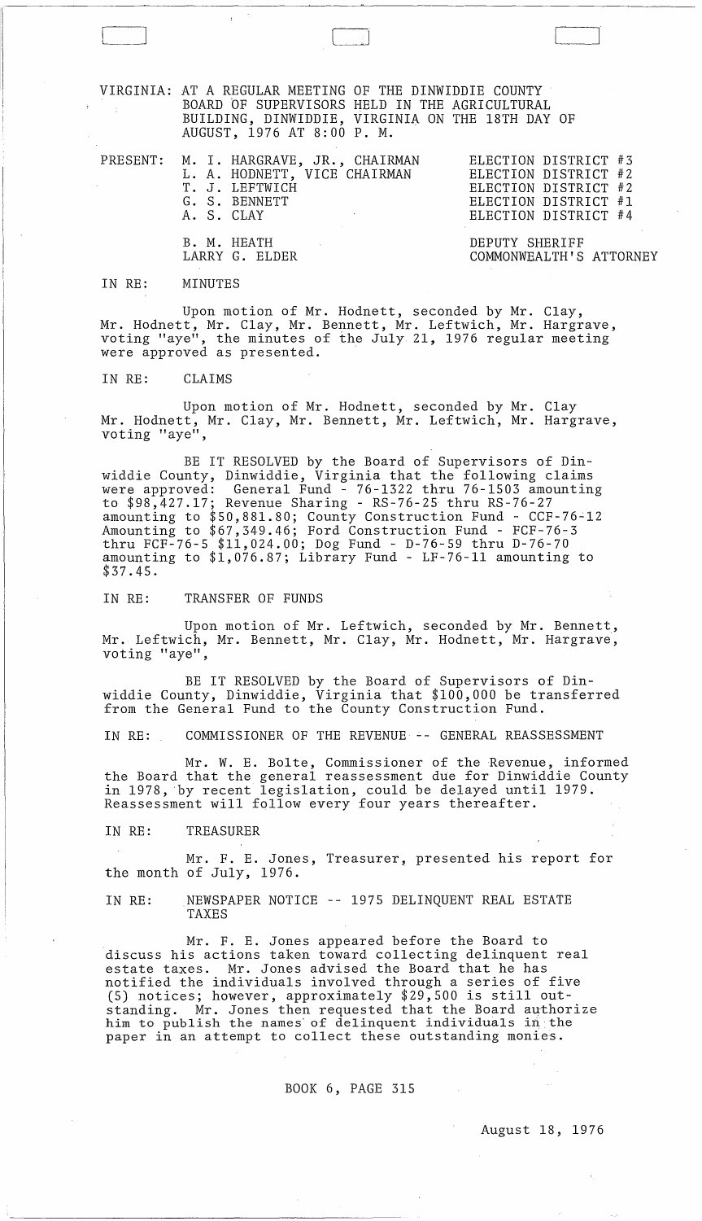VIRGINIA: AT A REGULAR MEETING OF THE DINWIDDIE COUNTY BOARD OF SUPERVISORS HELD IN THE AGRICULTURAL BUILDING, DINWIDDIE, VIRGINIA ON THE 18TH DAY OF AUGUST, 1976 AT 8:00 P. M.

| | | |
|---|---|---|
| PRESENT: | M. I. HARGRAVE, JR., CHAIRMAN | ELECTION DISTRICT #3 |
| | L. A. HODNETT, VICE CHAIRMAN | ELECTION DISTRICT #2 |
| | T. J. LEFTWICH | ELECTION DISTRICT #2 |
| | G. S. BENNETT | ELECTION DISTRICT #1 |
| | A. S. CLAY | ELECTION DISTRICT #4 |
| | B. M. HEATH | DEPUTY SHERIFF |
| | LARRY G. ELDER | COMMONWEALTH'S ATTORNEY |

IN RE: MINUTES

Upon motion of Mr. Hodnett, seconded by Mr. Clay, Mr. Hodnett, Mr. Clay, Mr. Bennett, Mr. Leftwich, Mr. Hargrave, voting "aye", the minutes of the July 21, 1976 regular meeting were approved as presented.

IN RE: CLAIMS

Upon motion of Mr. Hodnett, seconded by Mr. Clay Mr. Hodnett, Mr. Clay, Mr. Bennett, Mr. Leftwich, Mr. Hargrave, voting "aye",

BE IT RESOLVED by the Board of Supervisors of Dinwiddie County, Dinwiddie, Virginia that the following claims were approved: General Fund - 76-1322 thru 76-1503 amounting to $98,427.17; Revenue Sharing - RS-76-25 thru RS-76-27 amounting to $50,881.80; County Construction Fund - CCF-76-12 Amounting to $67,349.46; Ford Construction Fund - FCF-76-3 thru FCF-76-5 $11,024.00; Dog Fund - D-76-59 thru D-76-70 amounting to $1,076.87; Library Fund - LF-76-11 amounting to $37.45.

IN RE: TRANSFER OF FUNDS

Upon motion of Mr. Leftwich, seconded by Mr. Bennett, Mr. Leftwich, Mr. Bennett, Mr. Clay, Mr. Hodnett, Mr. Hargrave, voting "aye",

BE IT RESOLVED by the Board of Supervisors of Dinwiddie County, Dinwiddie, Virginia that $100,000 be transferred from the General Fund to the County Construction Fund.

IN RE: COMMISSIONER OF THE REVENUE -- GENERAL REASSESSMENT

Mr. W. E. Bolte, Commissioner of the Revenue, informed the Board that the general reassessment due for Dinwiddie County in 1978, by recent legislation, could be delayed until 1979. Reassessment will follow every four years thereafter.

IN RE: TREASURER

Mr. F. E. Jones, Treasurer, presented his report for the month of July, 1976.

IN RE: NEWSPAPER NOTICE -- 1975 DELINQUENT REAL ESTATE TAXES

Mr. F. E. Jones appeared before the Board to discuss his actions taken toward collecting delinquent real estate taxes. Mr. Jones advised the Board that he has notified the individuals involved through a series of five (5) notices; however, approximately $29,500 is still outstanding. Mr. Jones then requested that the Board authorize him to publish the names of delinquent individuals in the paper in an attempt to collect these outstanding monies.

BOOK 6, PAGE 315

August 18, 1976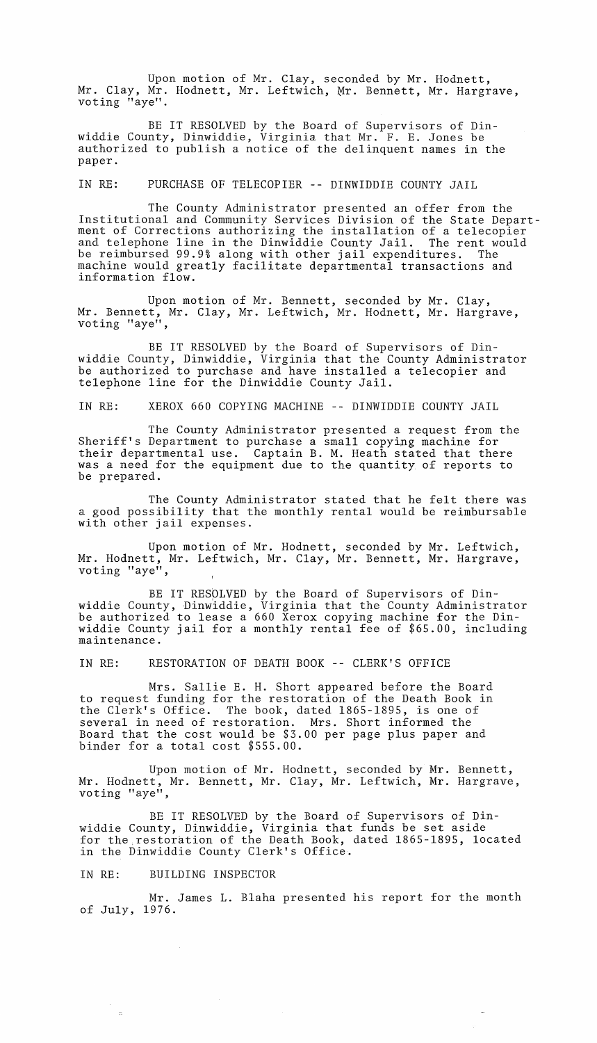Upon motion of Mr. Clay, seconded by Mr. Hodnett, Mr. Clay, Mr. Hodnett, Mr. Leftwich, Mr. Bennett, Mr. Hargrave, voting "aye".

BE IT RESOLVED by the Board of Supervisors of Dinwiddie County, Dinwiddie, Virginia that Mr. F. E. Jones be authorized to publish a notice of the delinquent names in the paper.

IN RE: PURCHASE OF TELECOPIER -- DINWIDDIE COUNTY JAIL

The County Administrator presented an offer from the Institutional and Community Services Division of the State Department of Corrections authorizing the installation of a telecopier and telephone line in the Dinwiddie County Jail. The rent would be reimbursed 99.9% along with other jail expenditures. The machine would greatly facilitate departmental transactions and information flow.

Upon motion of Mr. Bennett, seconded by Mr. Clay, Mr. Bennett, Mr. Clay, Mr. Leftwich, Mr. Hodnett, Mr. Hargrave, voting "aye",

BE IT RESOLVED by the Board of Supervisors of Dinwiddie County, Dinwiddie, Virginia that the County Administrator be authorized to purchase and have installed a telecopier and telephone line for the Dinwiddie County Jail.

IN RE: XEROX 660 COPYING MACHINE -- DINWIDDIE COUNTY JAIL

The County Administrator presented a request from the Sheriff's Department to purchase a small copying machine for their departmental use. Captain B. M. Heath stated that there was a need for the equipment due to the quantity of reports to be prepared.

The County Administrator stated that he felt there was a good possibility that the monthly rental would be reimbursable with other jail expenses.

Upon motion of Mr. Hodnett, seconded by Mr. Leftwich, Mr. Hodnett, Mr. Leftwich, Mr. Clay, Mr. Bennett, Mr. Hargrave, voting "aye",

BE IT RESOLVED by the Board of Supervisors of Dinwiddie County, Dinwiddie, Virginia that the County Administrator be authorized to lease a 660 Xerox copying machine for the Dinwiddie County jail for a monthly rental fee of $65.00, including maintenance.

IN RE: RESTORATION OF DEATH BOOK -- CLERK'S OFFICE

Mrs. Sallie E. H. Short appeared before the Board to request funding for the restoration of the Death Book in the Clerk's Office. The book, dated 1865-1895, is one of several in need of restoration. Mrs. Short informed the Board that the cost would be $3.00 per page plus paper and binder for a total cost $555.00.

Upon motion of Mr. Hodnett, seconded by Mr. Bennett, Mr. Hodnett, Mr. Bennett, Mr. Clay, Mr. Leftwich, Mr. Hargrave, voting "aye",

BE IT RESOLVED by the Board of Supervisors of Dinwiddie County, Dinwiddie, Virginia that funds be set aside for the restoration of the Death Book, dated 1865-1895, located in the Dinwiddie County Clerk's Office.

IN RE: BUILDING INSPECTOR

Mr. James L. Blaha presented his report for the month of July, 1976.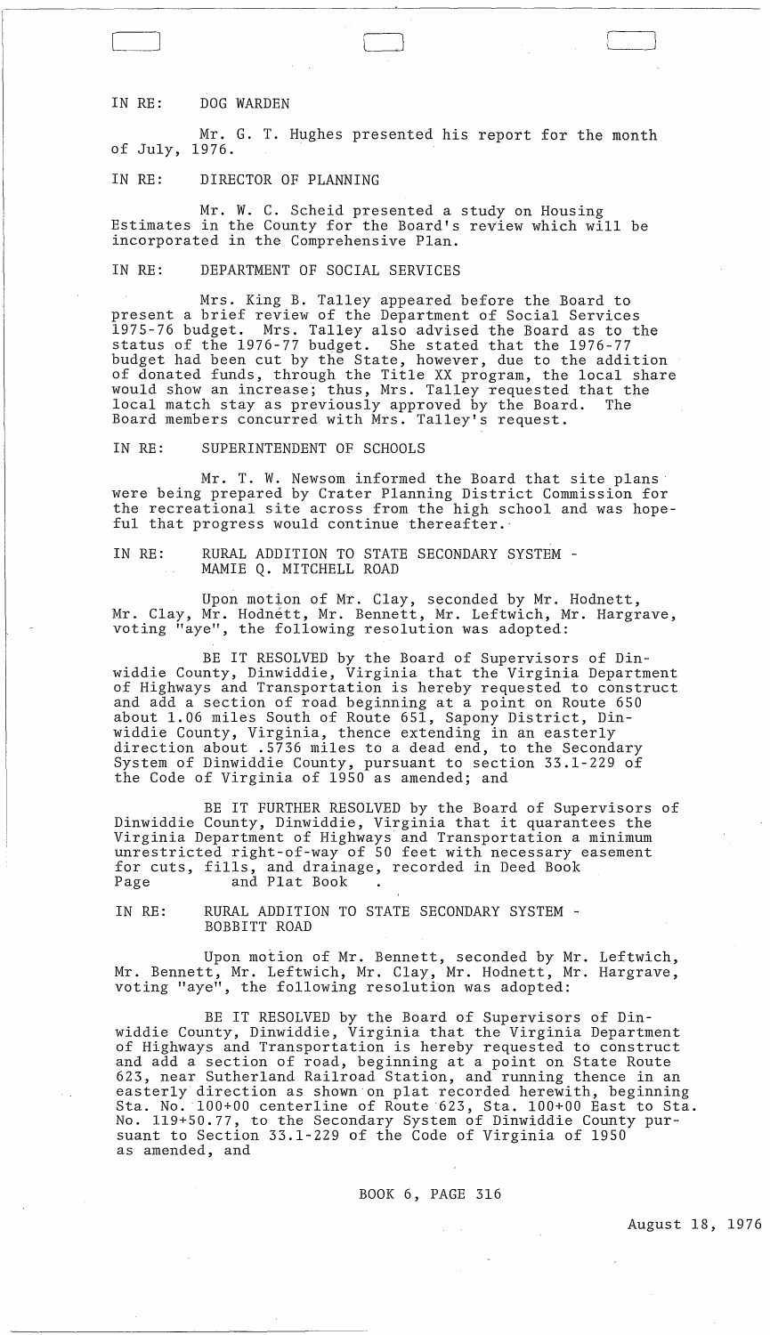IN RE: DOG WARDEN

Mr. G. T. Hughes presented his report for the month of July, 1976.

IN RE: DIRECTOR OF PLANNING

Mr. W. C. Scheid presented a study on Housing Estimates in the County for the Board's review which will be incorporated in the Comprehensive Plan.

IN RE: DEPARTMENT OF SOCIAL SERVICES

Mrs. King B. Talley appeared before the Board to present a brief review of the Department of Social Services 1975-76 budget. Mrs. Talley also advised the Board as to the status of the 1976-77 budget. She stated that the 1976-77 budget had been cut by the State, however, due to the addition of donated funds, through the Title XX program, the local share would show an increase; thus, Mrs. Talley requested that the local match stay as previously approved by the Board. The Board members concurred with Mrs. Talley's request.

IN RE: SUPERINTENDENT OF SCHOOLS

Mr. T. W. Newsom informed the Board that site plans were being prepared by Crater Planning District Commission for the recreational site across from the high school and was hopeful that progress would continue thereafter.

IN RE: RURAL ADDITION TO STATE SECONDARY SYSTEM - MAMIE Q. MITCHELL ROAD

Upon motion of Mr. Clay, seconded by Mr. Hodnett, Mr. Clay, Mr. Hodnett, Mr. Bennett, Mr. Leftwich, Mr. Hargrave, voting "aye", the following resolution was adopted:

BE IT RESOLVED by the Board of Supervisors of Dinwiddie County, Dinwiddie, Virginia that the Virginia Department of Highways and Transportation is hereby requested to construct and add a section of road beginning at a point on Route 650 about 1.06 miles South of Route 651, Sapony District, Dinwiddie County, Virginia, thence extending in an easterly direction about .5736 miles to a dead end, to the Secondary System of Dinwiddie County, pursuant to section 33.1-229 of the Code of Virginia of 1950 as amended; and

BE IT FURTHER RESOLVED by the Board of Supervisors of Dinwiddie County, Dinwiddie, Virginia that it guarantees the Virginia Department of Highways and Transportation a minimum unrestricted right-of-way of 50 feet with necessary easement for cuts, fills, and drainage, recorded in Deed Book Page and Plat Book .

IN RE: RURAL ADDITION TO STATE SECONDARY SYSTEM - BOBBITT ROAD

Upon motion of Mr. Bennett, seconded by Mr. Leftwich, Mr. Bennett, Mr. Leftwich, Mr. Clay, Mr. Hodnett, Mr. Hargrave, voting "aye", the following resolution was adopted:

BE IT RESOLVED by the Board of Supervisors of Dinwiddie County, Dinwiddie, Virginia that the Virginia Department of Highways and Transportation is hereby requested to construct and add a section of road, beginning at a point on State Route 623, near Sutherland Railroad Station, and running thence in an easterly direction as shown on plat recorded herewith, beginning Sta. No. 100+00 centerline of Route 623, Sta. 100+00 East to Sta. No. 119+50.77, to the Secondary System of Dinwiddie County pursuant to Section 33.1-229 of the Code of Virginia of 1950 as amended, and

BOOK 6, PAGE 316

August 18, 1976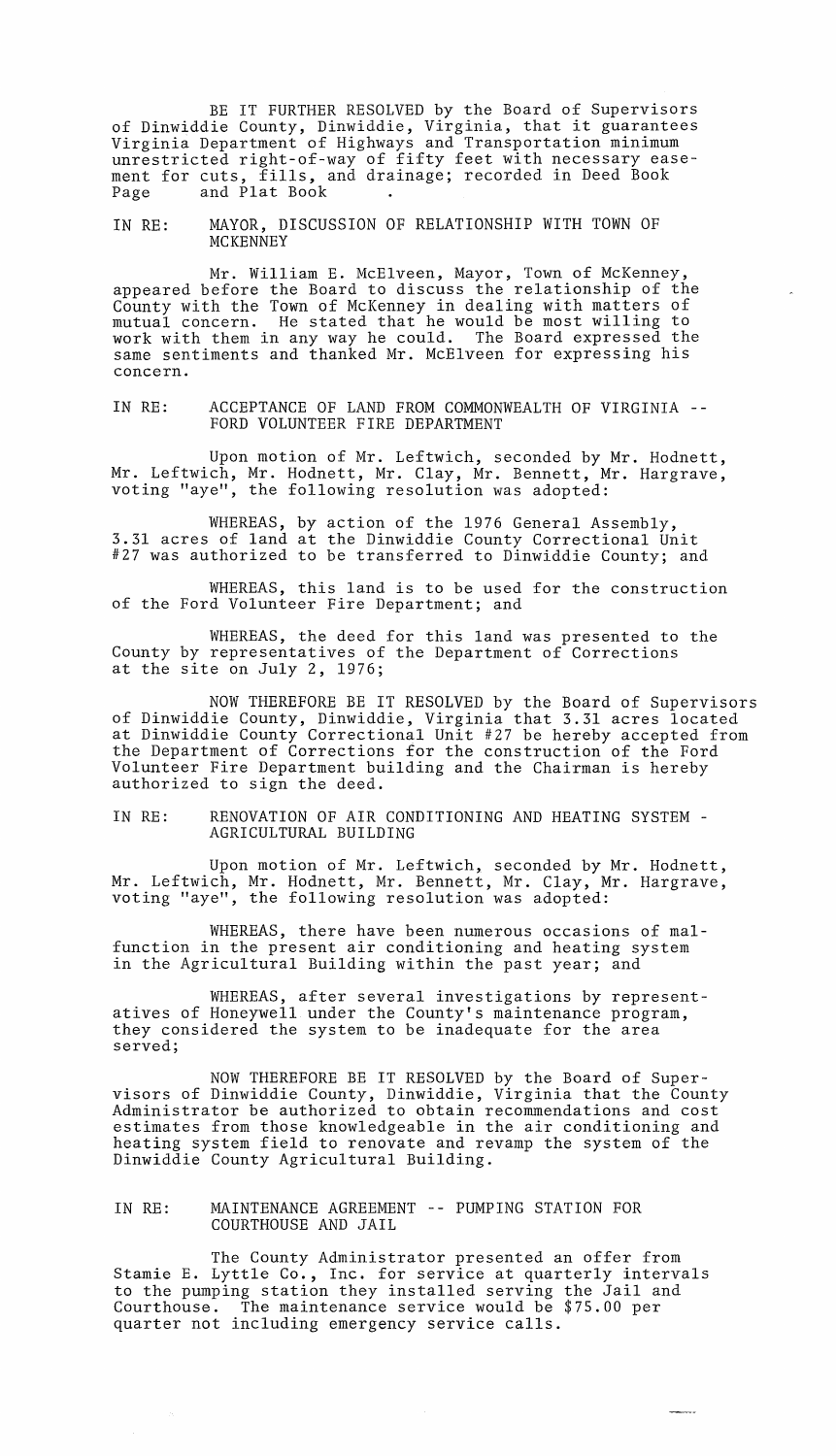BE IT FURTHER RESOLVED by the Board of Supervisors of Dinwiddie County, Dinwiddie, Virginia, that it guarantees Virginia Department of Highways and Transportation minimum unrestricted right-of-way of fifty feet with necessary easement for cuts, fills, and drainage; recorded in Deed Book Page and Plat Book .

IN RE: MAYOR, DISCUSSION OF RELATIONSHIP WITH TOWN OF MCKENNEY

Mr. William E. McElveen, Mayor, Town of McKenney, appeared before the Board to discuss the relationship of the County with the Town of McKenney in dealing with matters of mutual concern. He stated that he would be most willing to work with them in any way he could. The Board expressed the same sentiments and thanked Mr. McElveen for expressing his concern.

IN RE: ACCEPTANCE OF LAND FROM COMMONWEALTH OF VIRGINIA -- FORD VOLUNTEER FIRE DEPARTMENT

Upon motion of Mr. Leftwich, seconded by Mr. Hodnett, Mr. Leftwich, Mr. Hodnett, Mr. Clay, Mr. Bennett, Mr. Hargrave, voting "aye", the following resolution was adopted:

WHEREAS, by action of the 1976 General Assembly, 3.31 acres of land at the Dinwiddie County Correctional Unit #27 was authorized to be transferred to Dinwiddie County; and

WHEREAS, this land is to be used for the construction of the Ford Volunteer Fire Department; and

WHEREAS, the deed for this land was presented to the County by representatives of the Department of Corrections at the site on July 2, 1976;

NOW THEREFORE BE IT RESOLVED by the Board of Supervisors of Dinwiddie County, Dinwiddie, Virginia that 3.31 acres located at Dinwiddie County Correctional Unit #27 be hereby accepted from the Department of Corrections for the construction of the Ford Volunteer Fire Department building and the Chairman is hereby authorized to sign the deed.

IN RE: RENOVATION OF AIR CONDITIONING AND HEATING SYSTEM - AGRICULTURAL BUILDING

Upon motion of Mr. Leftwich, seconded by Mr. Hodnett, Mr. Leftwich, Mr. Hodnett, Mr. Bennett, Mr. Clay, Mr. Hargrave, voting "aye", the following resolution was adopted:

WHEREAS, there have been numerous occasions of malfunction in the present air conditioning and heating system in the Agricultural Building within the past year; and

WHEREAS, after several investigations by representatives of Honeywell under the County's maintenance program, they considered the system to be inadequate for the area served;

NOW THEREFORE BE IT RESOLVED by the Board of Supervisors of Dinwiddie County, Dinwiddie, Virginia that the County Administrator be authorized to obtain recommendations and cost estimates from those knowledgeable in the air conditioning and heating system field to renovate and revamp the system of the Dinwiddie County Agricultural Building.

IN RE: MAINTENANCE AGREEMENT -- PUMPING STATION FOR COURTHOUSE AND JAIL

The County Administrator presented an offer from Stamie E. Lyttle Co., Inc. for service at quarterly intervals to the pumping station they installed serving the Jail and Courthouse. The maintenance service would be $75.00 per quarter not including emergency service calls.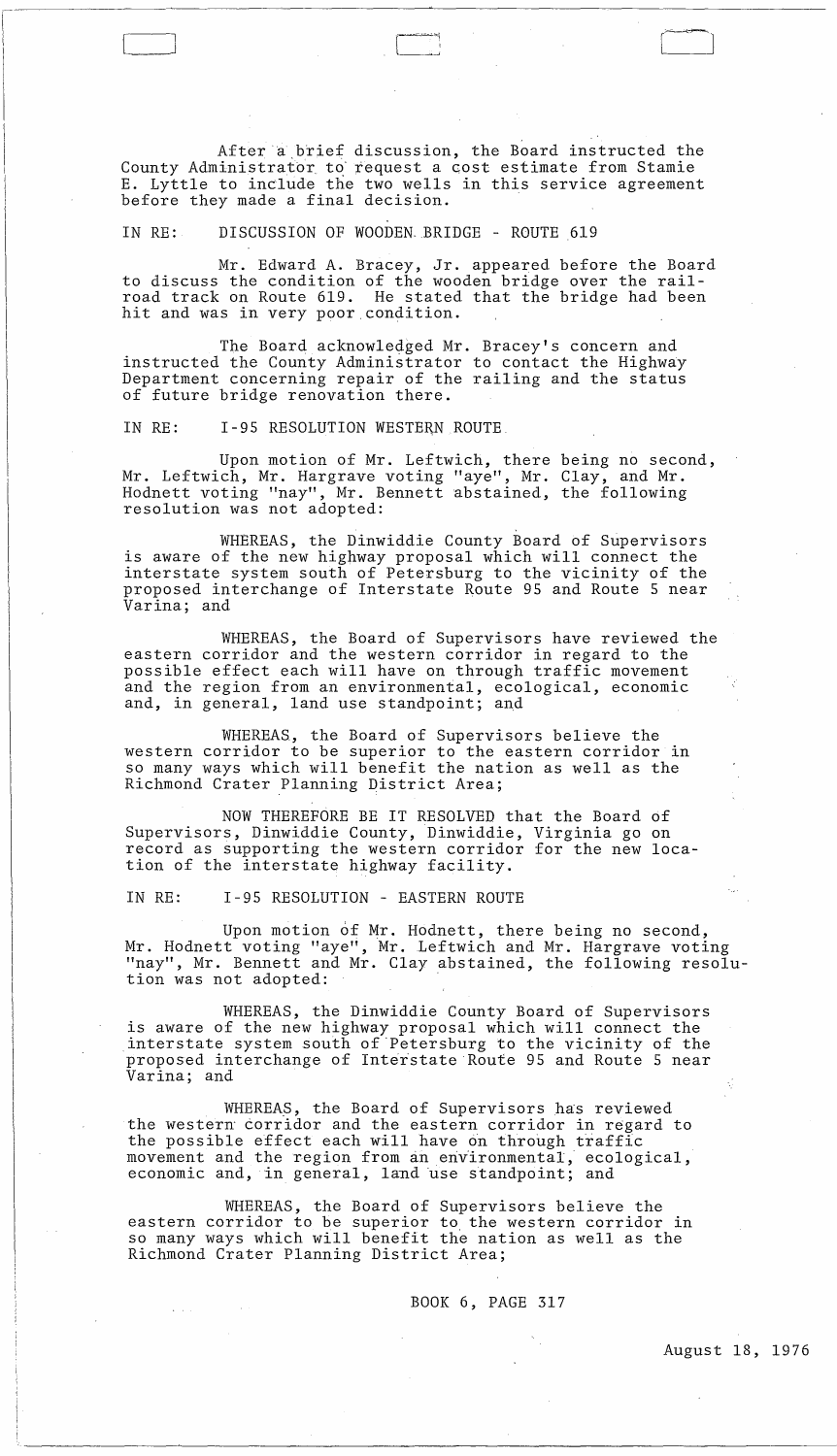After a brief discussion, the Board instructed the County Administrator to request a cost estimate from Stamie E. Lyttle to include the two wells in this service agreement before they made a final decision.

IN RE: DISCUSSION OF WOODEN BRIDGE - ROUTE 619

Mr. Edward A. Bracey, Jr. appeared before the Board to discuss the condition of the wooden bridge over the railroad track on Route 619. He stated that the bridge had been hit and was in very poor condition.

The Board acknowledged Mr. Bracey's concern and instructed the County Administrator to contact the Highway Department concerning repair of the railing and the status of future bridge renovation there.

IN RE: I-95 RESOLUTION WESTERN ROUTE

Upon motion of Mr. Leftwich, there being no second, Mr. Leftwich, Mr. Hargrave voting "aye", Mr. Clay, and Mr. Hodnett voting "nay", Mr. Bennett abstained, the following resolution was not adopted:

WHEREAS, the Dinwiddie County Board of Supervisors is aware of the new highway proposal which will connect the interstate system south of Petersburg to the vicinity of the proposed interchange of Interstate Route 95 and Route 5 near Varina; and

WHEREAS, the Board of Supervisors have reviewed the eastern corridor and the western corridor in regard to the possible effect each will have on through traffic movement and the region from an environmental, ecological, economic and, in general, land use standpoint; and

WHEREAS, the Board of Supervisors believe the western corridor to be superior to the eastern corridor in so many ways which will benefit the nation as well as the Richmond Crater Planning District Area;

NOW THEREFORE BE IT RESOLVED that the Board of Supervisors, Dinwiddie County, Dinwiddie, Virginia go on record as supporting the western corridor for the new location of the interstate highway facility.

IN RE: I-95 RESOLUTION - EASTERN ROUTE

Upon motion of Mr. Hodnett, there being no second, Mr. Hodnett voting "aye", Mr. Leftwich and Mr. Hargrave voting "nay", Mr. Bennett and Mr. Clay abstained, the following resolution was not adopted:

WHEREAS, the Dinwiddie County Board of Supervisors is aware of the new highway proposal which will connect the interstate system south of Petersburg to the vicinity of the proposed interchange of Interstate Route 95 and Route 5 near Varina; and

WHEREAS, the Board of Supervisors has reviewed the western corridor and the eastern corridor in regard to the possible effect each will have on through traffic movement and the region from an environmental, ecological, economic and, in general, land use standpoint; and

WHEREAS, the Board of Supervisors believe the eastern corridor to be superior to the western corridor in so many ways which will benefit the nation as well as the Richmond Crater Planning District Area;

BOOK 6, PAGE 317

August 18, 1976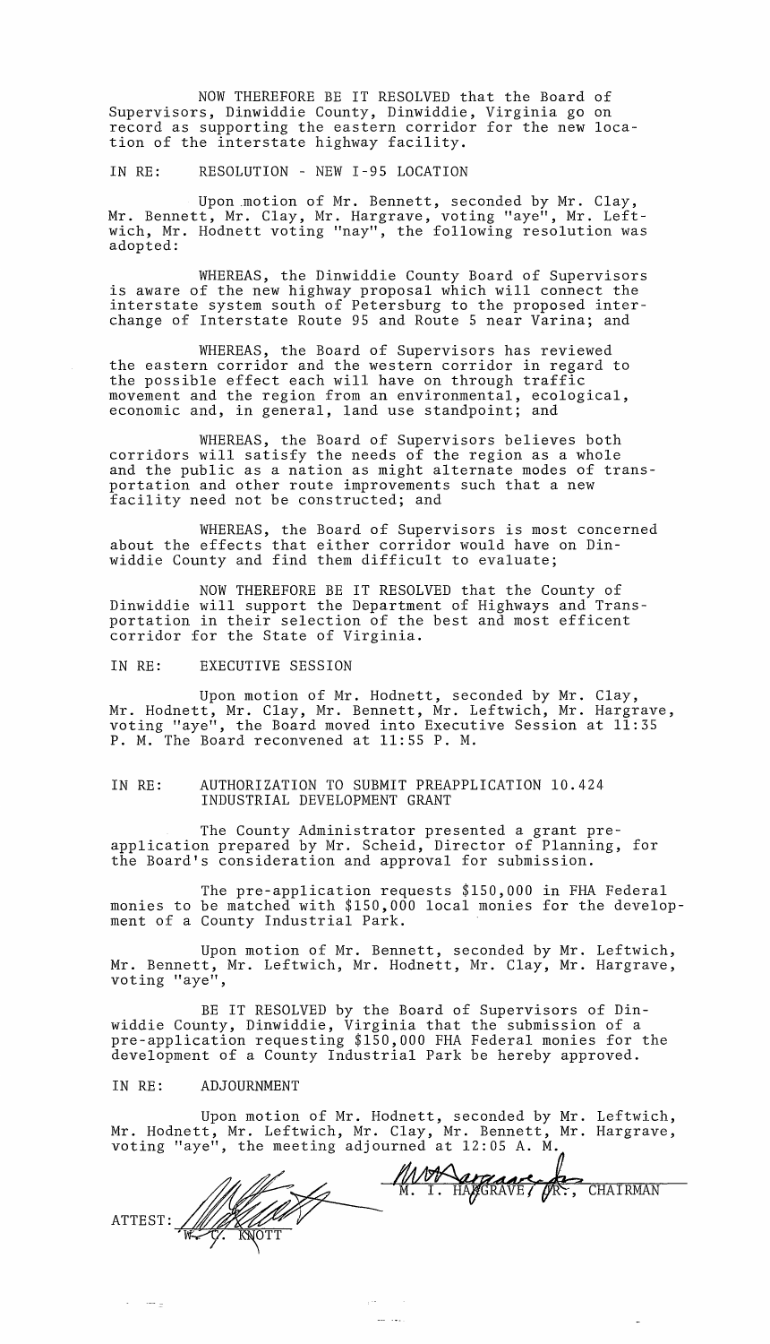NOW THEREFORE BE IT RESOLVED that the Board of Supervisors, Dinwiddie County, Dinwiddie, Virginia go on record as supporting the eastern corridor for the new location of the interstate highway facility.

IN RE: RESOLUTION - NEW I-95 LOCATION

Upon motion of Mr. Bennett, seconded by Mr. Clay, Mr. Bennett, Mr. Clay, Mr. Hargrave, voting "aye", Mr. Leftwich, Mr. Hodnett voting "nay", the following resolution was adopted:

WHEREAS, the Dinwiddie County Board of Supervisors is aware of the new highway proposal which will connect the interstate system south of Petersburg to the proposed interchange of Interstate Route 95 and Route 5 near Varina; and

WHEREAS, the Board of Supervisors has reviewed the eastern corridor and the western corridor in regard to the possible effect each will have on through traffic movement and the region from an environmental, ecological, economic and, in general, land use standpoint; and

WHEREAS, the Board of Supervisors believes both corridors will satisfy the needs of the region as a whole and the public as a nation as might alternate modes of transportation and other route improvements such that a new facility need not be constructed; and

WHEREAS, the Board of Supervisors is most concerned about the effects that either corridor would have on Dinwiddie County and find them difficult to evaluate;

NOW THEREFORE BE IT RESOLVED that the County of Dinwiddie will support the Department of Highways and Transportation in their selection of the best and most efficent corridor for the State of Virginia.

IN RE: EXECUTIVE SESSION

Upon motion of Mr. Hodnett, seconded by Mr. Clay, Mr. Hodnett, Mr. Clay, Mr. Bennett, Mr. Leftwich, Mr. Hargrave, voting "aye", the Board moved into Executive Session at 11:35 P. M. The Board reconvened at 11:55 P. M.

IN RE: AUTHORIZATION TO SUBMIT PREAPPLICATION 10.424 INDUSTRIAL DEVELOPMENT GRANT

The County Administrator presented a grant preapplication prepared by Mr. Scheid, Director of Planning, for the Board's consideration and approval for submission.

The pre-application requests \$150,000 in FHA Federal monies to be matched with \$150,000 local monies for the development of a County Industrial Park.

Upon motion of Mr. Bennett, seconded by Mr. Leftwich, Mr. Bennett, Mr. Leftwich, Mr. Hodnett, Mr. Clay, Mr. Hargrave, voting "aye",

BE IT RESOLVED by the Board of Supervisors of Dinwiddie County, Dinwiddie, Virginia that the submission of a pre-application requesting \$150,000 FHA Federal monies for the development of a County Industrial Park be hereby approved.

IN RE: ADJOURNMENT

Upon motion of Mr. Hodnett, seconded by Mr. Leftwich, Mr. Hodnett, Mr. Leftwich, Mr. Clay, Mr. Bennett, Mr. Hargrave, voting "aye", the meeting adjourned at 12:05 A. M.

M. I. HARGRAVE, JR., CHAIRMAN

ATTEST: W. C. KNOTT